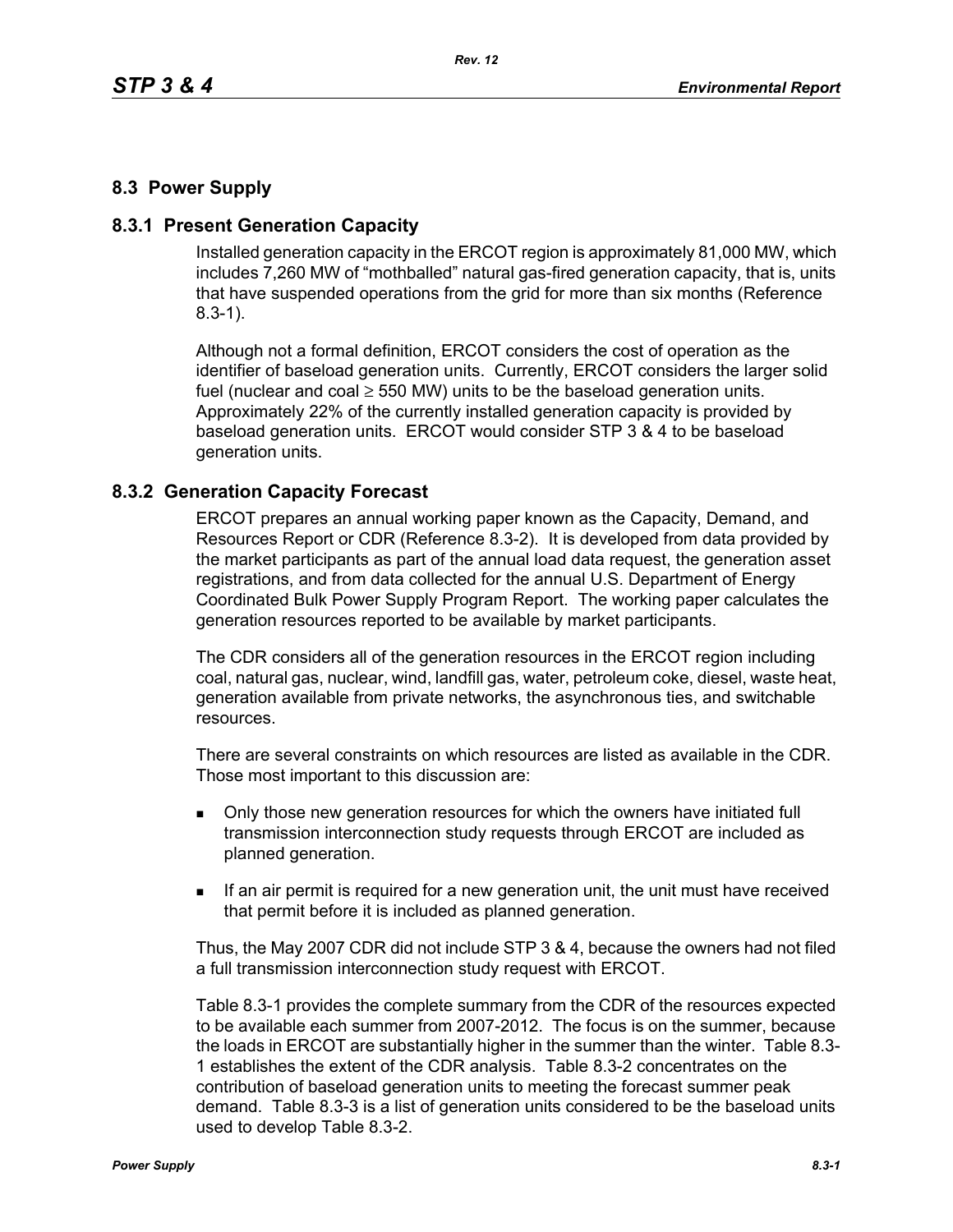## 8.3 Power Supply

### 8.3.1 Present Generation Capacity

Installed generation capacity in the ERCOT region is approximately 81,000 MW, which includes 7,260 MW of "mothballed" natural gas-fired generation capacity, that is, units that have suspended operations from the grid for more than six months (Reference 8.3-1).

Although not a formal definition, ERCOT considers the cost of operation as the identifier of baseload generation units. Currently, ERCOT considers the larger solid fuel (nuclear and coal ≥ 550 MW) units to be the baseload generation units. Approximately 22% of the currently installed generation capacity is provided by baseload generation units. ERCOT would consider STP 3 & 4 to be baseload generation units.

### 8.3.2 Generation Capacity Forecast

ERCOT prepares an annual working paper known as the Capacity, Demand, and Resources Report or CDR (Reference 8.3-2). It is developed from data provided by the market participants as part of the annual load data request, the generation asset registrations, and from data collected for the annual U.S. Department of Energy Coordinated Bulk Power Supply Program Report. The working paper calculates the generation resources reported to be available by market participants.

The CDR considers all of the generation resources in the ERCOT region including coal, natural gas, nuclear, wind, landfill gas, water, petroleum coke, diesel, waste heat, generation available from private networks, the asynchronous ties, and switchable resources.

There are several constraints on which resources are listed as available in the CDR. Those most important to this discussion are:

- Only those new generation resources for which the owners have initiated full transmission interconnection study requests through ERCOT are included as planned generation.
- If an air permit is required for a new generation unit, the unit must have received that permit before it is included as planned generation.

Thus, the May 2007 CDR did not include STP 3 & 4, because the owners had not filed a full transmission interconnection study request with ERCOT.

Table 8.3-1 provides the complete summary from the CDR of the resources expected to be available each summer from 2007-2012. The focus is on the summer, because the loads in ERCOT are substantially higher in the summer than the winter. Table 8.3-1 establishes the extent of the CDR analysis. Table 8.3-2 concentrates on the contribution of baseload generation units to meeting the forecast summer peak demand. Table 8.3-3 is a list of generation units considered to be the baseload units used to develop Table 8.3-2.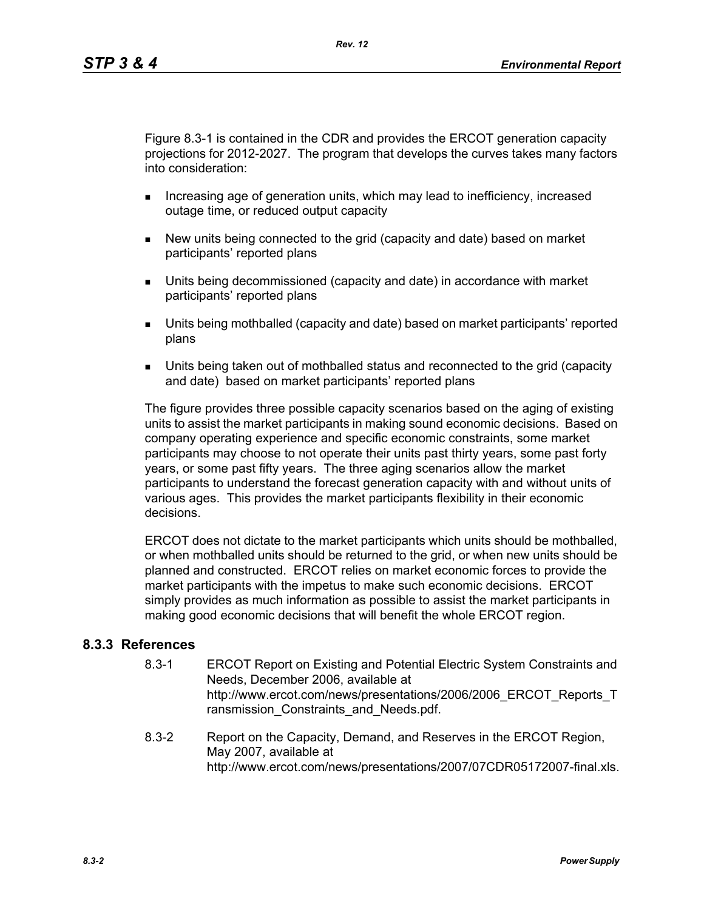Figure 8.3-1 is contained in the CDR and provides the ERCOT generation capacity projections for 2012-2027. The program that develops the curves takes many factors into consideration:

- Increasing age of generation units, which may lead to inefficiency, increased outage time, or reduced output capacity
- New units being connected to the grid (capacity and date) based on market participants' reported plans
- Units being decommissioned (capacity and date) in accordance with market participants' reported plans
- Units being mothballed (capacity and date) based on market participants' reported plans
- Units being taken out of mothballed status and reconnected to the grid (capacity and date) based on market participants' reported plans

The figure provides three possible capacity scenarios based on the aging of existing units to assist the market participants in making sound economic decisions. Based on company operating experience and specific economic constraints, some market participants may choose to not operate their units past thirty years, some past forty years, or some past fifty years. The three aging scenarios allow the market participants to understand the forecast generation capacity with and without units of various ages. This provides the market participants flexibility in their economic decisions.

ERCOT does not dictate to the market participants which units should be mothballed, or when mothballed units should be returned to the grid, or when new units should be planned and constructed. ERCOT relies on market economic forces to provide the market participants with the impetus to make such economic decisions. ERCOT simply provides as much information as possible to assist the market participants in making good economic decisions that will benefit the whole ERCOT region.

### 8.3.3 References

8.3-1 ERCOT Report on Existing and Potential Electric System Constraints and Needs, December 2006, available at http://www.ercot.com/news/presentations/2006/2006_ERCOT_Reports_Transmission_Constraints_and_Needs.pdf.

8.3-2 Report on the Capacity, Demand, and Reserves in the ERCOT Region, May 2007, available at http://www.ercot.com/news/presentations/2007/07CDR05172007-final.xls.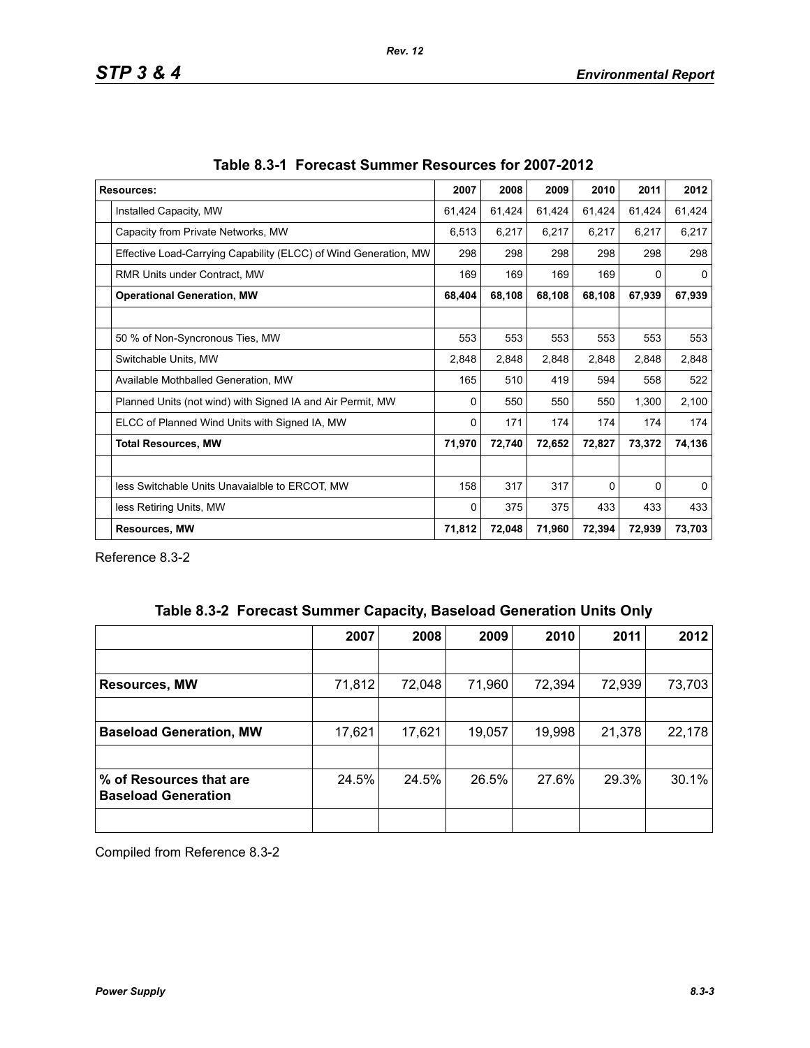**Table 8.3-1 Forecast Summer Resources for 2007-2012**

| Resources: | 2007 | 2008 | 2009 | 2010 | 2011 | 2012 |
|---|---|---|---|---|---|---|
| Installed Capacity, MW | 61,424 | 61,424 | 61,424 | 61,424 | 61,424 | 61,424 |
| Capacity from Private Networks, MW | 6,513 | 6,217 | 6,217 | 6,217 | 6,217 | 6,217 |
| Effective Load-Carrying Capability (ELCC) of Wind Generation, MW | 298 | 298 | 298 | 298 | 298 | 298 |
| RMR Units under Contract, MW | 169 | 169 | 169 | 169 | 0 | 0 |
| **Operational Generation, MW** | **68,404** | **68,108** | **68,108** | **68,108** | **67,939** | **67,939** |
| | | | | | | |
| 50 % of Non-Syncronous Ties, MW | 553 | 553 | 553 | 553 | 553 | 553 |
| Switchable Units, MW | 2,848 | 2,848 | 2,848 | 2,848 | 2,848 | 2,848 |
| Available Mothballed Generation, MW | 165 | 510 | 419 | 594 | 558 | 522 |
| Planned Units (not wind) with Signed IA and Air Permit, MW | 0 | 550 | 550 | 550 | 1,300 | 2,100 |
| ELCC of Planned Wind Units with Signed IA, MW | 0 | 171 | 174 | 174 | 174 | 174 |
| **Total Resources, MW** | **71,970** | **72,740** | **72,652** | **72,827** | **73,372** | **74,136** |
| | | | | | | |
| less Switchable Units Unavaialble to ERCOT, MW | 158 | 317 | 317 | 0 | 0 | 0 |
| less Retiring Units, MW | 0 | 375 | 375 | 433 | 433 | 433 |
| **Resources, MW** | **71,812** | **72,048** | **71,960** | **72,394** | **72,939** | **73,703** |

Reference 8.3-2

**Table 8.3-2 Forecast Summer Capacity, Baseload Generation Units Only**

| | 2007 | 2008 | 2009 | 2010 | 2011 | 2012 |
|---|---|---|---|---|---|---|
| | | | | | | |
| **Resources, MW** | 71,812 | 72,048 | 71,960 | 72,394 | 72,939 | 73,703 |
| | | | | | | |
| **Baseload Generation, MW** | 17,621 | 17,621 | 19,057 | 19,998 | 21,378 | 22,178 |
| | | | | | | |
| **% of Resources that are Baseload Generation** | 24.5% | 24.5% | 26.5% | 27.6% | 29.3% | 30.1% |
| | | | | | | |

Compiled from Reference 8.3-2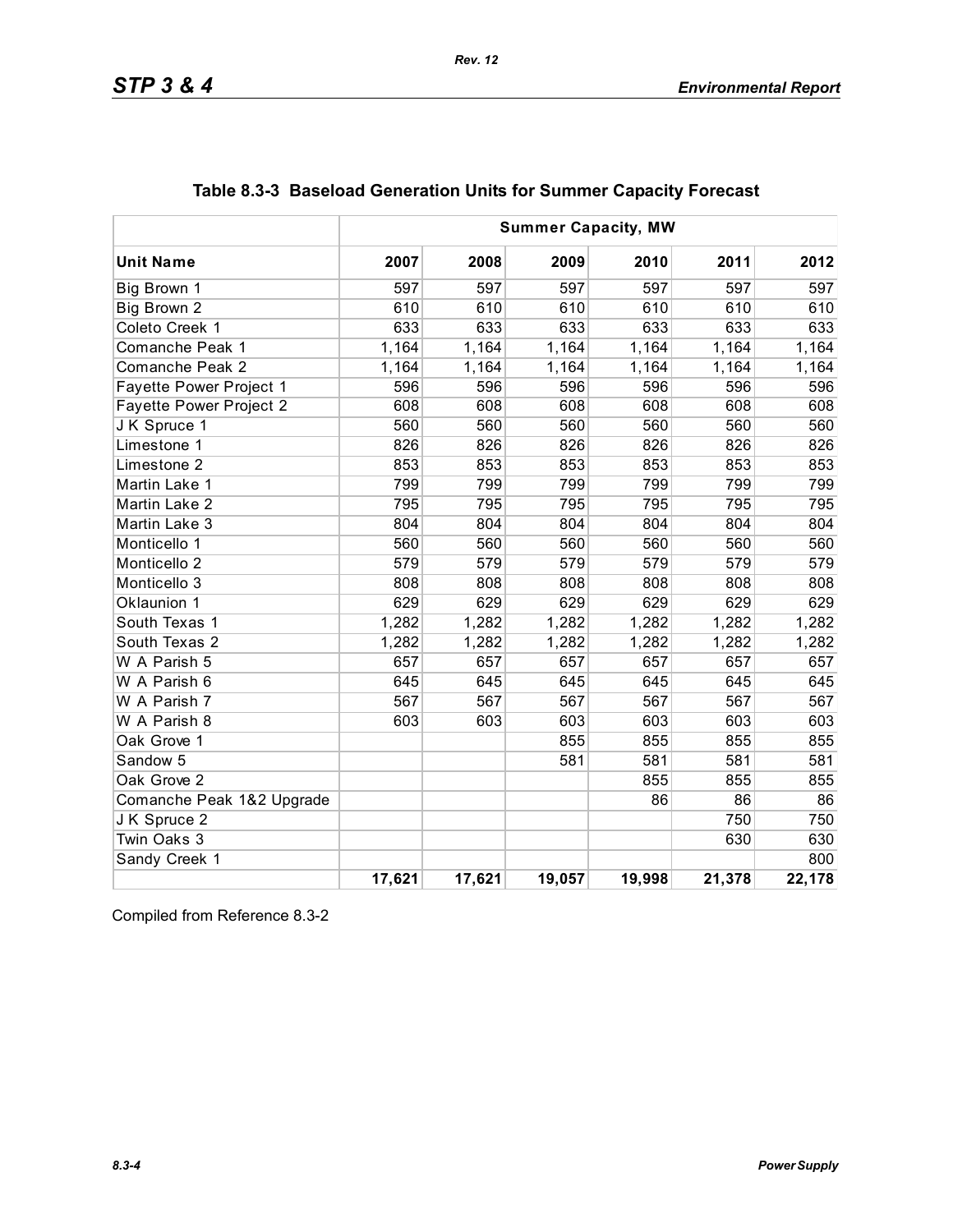## Table 8.3-3 Baseload Generation Units for Summer Capacity Forecast

| | Summer Capacity, MW | | | | | |
|---|---|---|---|---|---|---|
| **Unit Name** | **2007** | **2008** | **2009** | **2010** | **2011** | **2012** |
| Big Brown 1 | 597 | 597 | 597 | 597 | 597 | 597 |
| Big Brown 2 | 610 | 610 | 610 | 610 | 610 | 610 |
| Coleto Creek 1 | 633 | 633 | 633 | 633 | 633 | 633 |
| Comanche Peak 1 | 1,164 | 1,164 | 1,164 | 1,164 | 1,164 | 1,164 |
| Comanche Peak 2 | 1,164 | 1,164 | 1,164 | 1,164 | 1,164 | 1,164 |
| Fayette Power Project 1 | 596 | 596 | 596 | 596 | 596 | 596 |
| Fayette Power Project 2 | 608 | 608 | 608 | 608 | 608 | 608 |
| J K Spruce 1 | 560 | 560 | 560 | 560 | 560 | 560 |
| Limestone 1 | 826 | 826 | 826 | 826 | 826 | 826 |
| Limestone 2 | 853 | 853 | 853 | 853 | 853 | 853 |
| Martin Lake 1 | 799 | 799 | 799 | 799 | 799 | 799 |
| Martin Lake 2 | 795 | 795 | 795 | 795 | 795 | 795 |
| Martin Lake 3 | 804 | 804 | 804 | 804 | 804 | 804 |
| Monticello 1 | 560 | 560 | 560 | 560 | 560 | 560 |
| Monticello 2 | 579 | 579 | 579 | 579 | 579 | 579 |
| Monticello 3 | 808 | 808 | 808 | 808 | 808 | 808 |
| Oklaunion 1 | 629 | 629 | 629 | 629 | 629 | 629 |
| South Texas 1 | 1,282 | 1,282 | 1,282 | 1,282 | 1,282 | 1,282 |
| South Texas 2 | 1,282 | 1,282 | 1,282 | 1,282 | 1,282 | 1,282 |
| W A Parish 5 | 657 | 657 | 657 | 657 | 657 | 657 |
| W A Parish 6 | 645 | 645 | 645 | 645 | 645 | 645 |
| W A Parish 7 | 567 | 567 | 567 | 567 | 567 | 567 |
| W A Parish 8 | 603 | 603 | 603 | 603 | 603 | 603 |
| Oak Grove 1 | | | 855 | 855 | 855 | 855 |
| Sandow 5 | | | 581 | 581 | 581 | 581 |
| Oak Grove 2 | | | | 855 | 855 | 855 |
| Comanche Peak 1&2 Upgrade | | | | 86 | 86 | 86 |
| J K Spruce 2 | | | | | 750 | 750 |
| Twin Oaks 3 | | | | | 630 | 630 |
| Sandy Creek 1 | | | | | | 800 |
| | **17,621** | **17,621** | **19,057** | **19,998** | **21,378** | **22,178** |

Compiled from Reference 8.3-2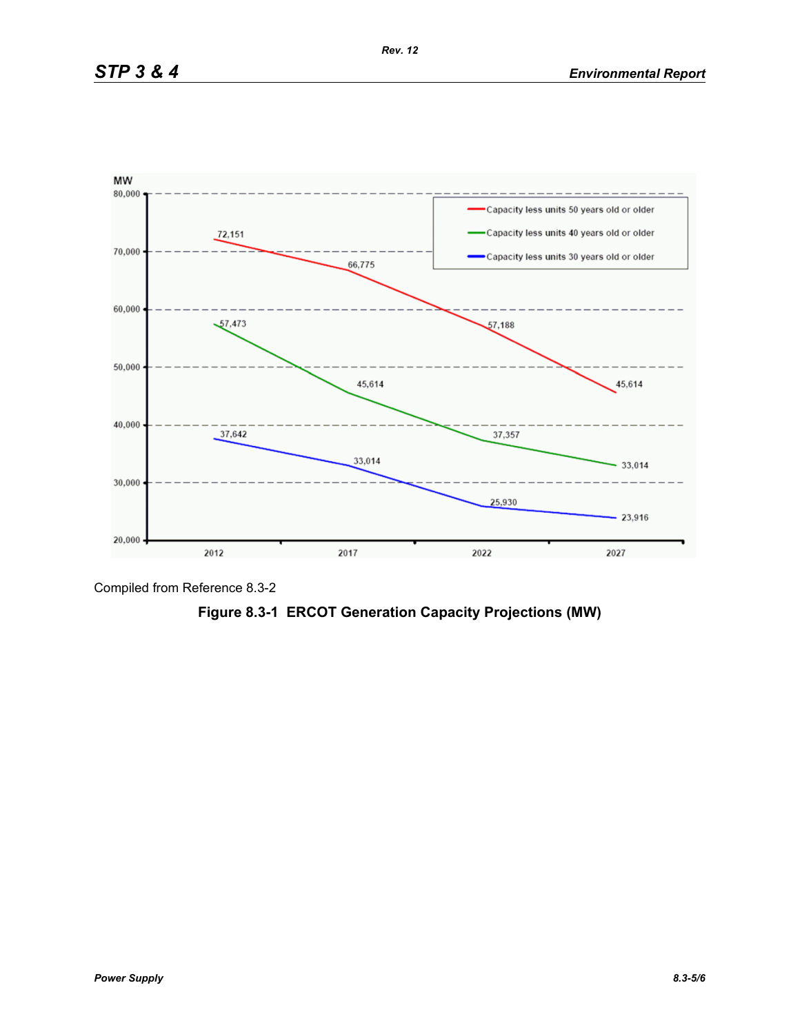MW

80,000

70,000

60,000

50,000

40,000

30,000

20,000

Capacity less units 50 years old or older

Capacity less units 40 years old or older

Capacity less units 30 years old or older

72,151

66,775

57,188

45,614

57,473

45,614

37,357

33,014

37,642

33,014

25,930

23,916

2012

2017

2022

2027

Compiled from Reference 8.3-2

**Figure 8.3-1 ERCOT Generation Capacity Projections (MW)**